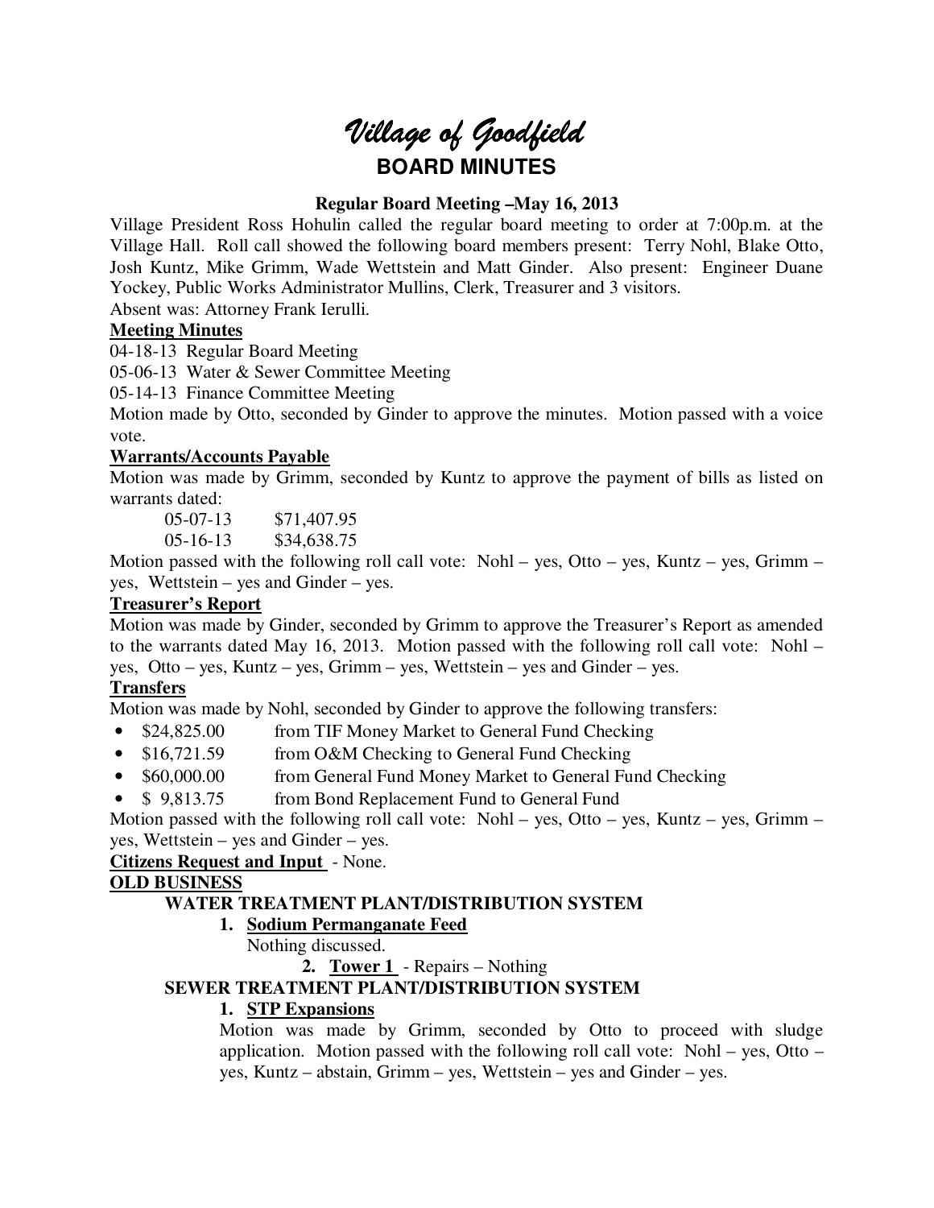# *Village of Goodfield*

## BOARD MINUTES

**Regular Board Meeting –May 16, 2013**

Village President Ross Hohulin called the regular board meeting to order at 7:00p.m. at the Village Hall. Roll call showed the following board members present: Terry Nohl, Blake Otto, Josh Kuntz, Mike Grimm, Wade Wettstein and Matt Ginder. Also present: Engineer Duane Yockey, Public Works Administrator Mullins, Clerk, Treasurer and 3 visitors.

Absent was: Attorney Frank Ierulli.

**Meeting Minutes**

04-18-13 Regular Board Meeting

05-06-13 Water & Sewer Committee Meeting

05-14-13 Finance Committee Meeting

Motion made by Otto, seconded by Ginder to approve the minutes. Motion passed with a voice vote.

**Warrants/Accounts Payable**

Motion was made by Grimm, seconded by Kuntz to approve the payment of bills as listed on warrants dated:

05-07-13 $71,407.95

05-16-13 $34,638.75

Motion passed with the following roll call vote: Nohl – yes, Otto – yes, Kuntz – yes, Grimm – yes, Wettstein – yes and Ginder – yes.

**Treasurer's Report**

Motion was made by Ginder, seconded by Grimm to approve the Treasurer's Report as amended to the warrants dated May 16, 2013. Motion passed with the following roll call vote: Nohl – yes, Otto – yes, Kuntz – yes, Grimm – yes, Wettstein – yes and Ginder – yes.

**Transfers**

Motion was made by Nohl, seconded by Ginder to approve the following transfers:

- $24,825.00 from TIF Money Market to General Fund Checking
- $16,721.59 from O&M Checking to General Fund Checking
- $60,000.00 from General Fund Money Market to General Fund Checking
- $ 9,813.75 from Bond Replacement Fund to General Fund

Motion passed with the following roll call vote: Nohl – yes, Otto – yes, Kuntz – yes, Grimm – yes, Wettstein – yes and Ginder – yes.

**Citizens Request and Input** - None.

**OLD BUSINESS**

**WATER TREATMENT PLANT/DISTRIBUTION SYSTEM**

1. **Sodium Permanganate Feed**
   Nothing discussed.
2. **Tower 1** - Repairs – Nothing

**SEWER TREATMENT PLANT/DISTRIBUTION SYSTEM**

1. **STP Expansions**
   Motion was made by Grimm, seconded by Otto to proceed with sludge application. Motion passed with the following roll call vote: Nohl – yes, Otto – yes, Kuntz – abstain, Grimm – yes, Wettstein – yes and Ginder – yes.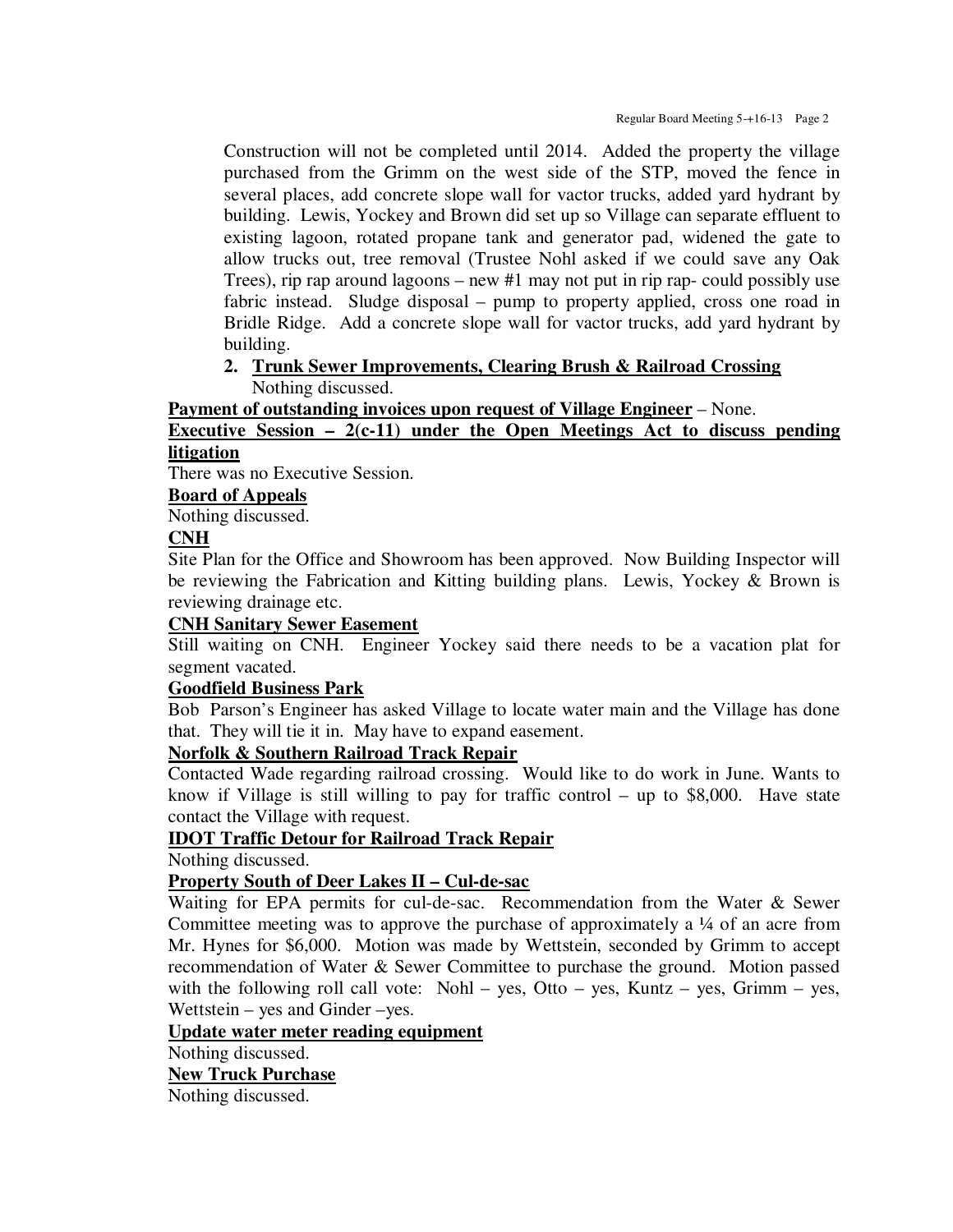Construction will not be completed until 2014. Added the property the village purchased from the Grimm on the west side of the STP, moved the fence in several places, add concrete slope wall for vactor trucks, added yard hydrant by building. Lewis, Yockey and Brown did set up so Village can separate effluent to existing lagoon, rotated propane tank and generator pad, widened the gate to allow trucks out, tree removal (Trustee Nohl asked if we could save any Oak Trees), rip rap around lagoons – new #1 may not put in rip rap- could possibly use fabric instead. Sludge disposal – pump to property applied, cross one road in Bridle Ridge. Add a concrete slope wall for vactor trucks, add yard hydrant by building.

2. **Trunk Sewer Improvements, Clearing Brush & Railroad Crossing**
   Nothing discussed.

**Payment of outstanding invoices upon request of Village Engineer** – None.

**Executive Session – 2(c-11) under the Open Meetings Act to discuss pending litigation**

There was no Executive Session.

**Board of Appeals**

Nothing discussed.

**CNH**

Site Plan for the Office and Showroom has been approved. Now Building Inspector will be reviewing the Fabrication and Kitting building plans. Lewis, Yockey & Brown is reviewing drainage etc.

**CNH Sanitary Sewer Easement**

Still waiting on CNH. Engineer Yockey said there needs to be a vacation plat for segment vacated.

**Goodfield Business Park**

Bob Parson's Engineer has asked Village to locate water main and the Village has done that. They will tie it in. May have to expand easement.

**Norfolk & Southern Railroad Track Repair**

Contacted Wade regarding railroad crossing. Would like to do work in June. Wants to know if Village is still willing to pay for traffic control – up to $8,000. Have state contact the Village with request.

**IDOT Traffic Detour for Railroad Track Repair**

Nothing discussed.

**Property South of Deer Lakes II – Cul-de-sac**

Waiting for EPA permits for cul-de-sac. Recommendation from the Water & Sewer Committee meeting was to approve the purchase of approximately a ¼ of an acre from Mr. Hynes for $6,000. Motion was made by Wettstein, seconded by Grimm to accept recommendation of Water & Sewer Committee to purchase the ground. Motion passed with the following roll call vote: Nohl – yes, Otto – yes, Kuntz – yes, Grimm – yes, Wettstein – yes and Ginder –yes.

**Update water meter reading equipment**

Nothing discussed.

**New Truck Purchase**

Nothing discussed.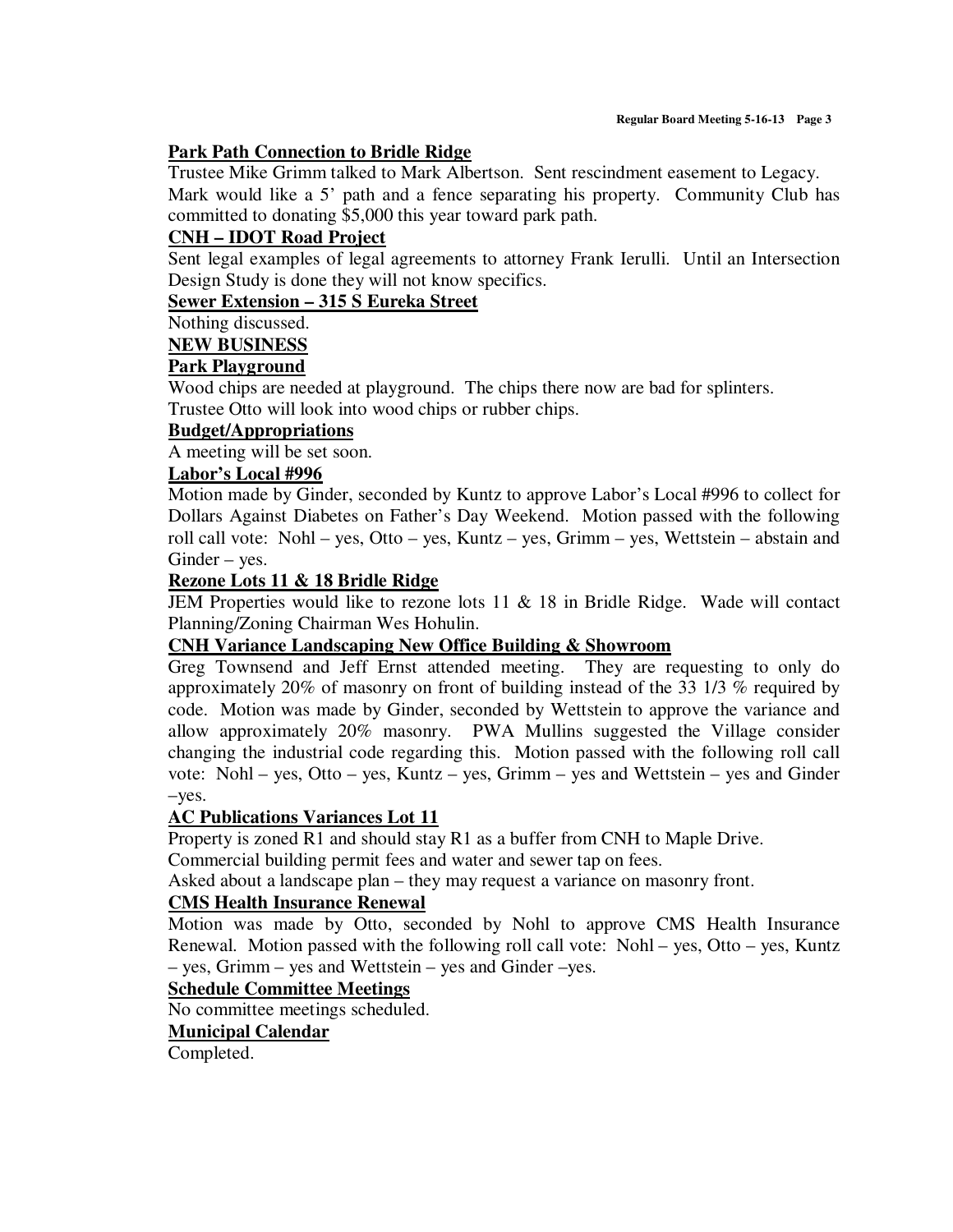**Park Path Connection to Bridle Ridge**

Trustee Mike Grimm talked to Mark Albertson. Sent rescindment easement to Legacy. Mark would like a 5' path and a fence separating his property. Community Club has committed to donating $5,000 this year toward park path.

**CNH – IDOT Road Project**

Sent legal examples of legal agreements to attorney Frank Ierulli. Until an Intersection Design Study is done they will not know specifics.

**Sewer Extension – 315 S Eureka Street**

Nothing discussed.

**NEW BUSINESS**

**Park Playground**

Wood chips are needed at playground. The chips there now are bad for splinters.
Trustee Otto will look into wood chips or rubber chips.

**Budget/Appropriations**

A meeting will be set soon.

**Labor's Local #996**

Motion made by Ginder, seconded by Kuntz to approve Labor's Local #996 to collect for Dollars Against Diabetes on Father's Day Weekend. Motion passed with the following roll call vote: Nohl – yes, Otto – yes, Kuntz – yes, Grimm – yes, Wettstein – abstain and Ginder – yes.

**Rezone Lots 11 & 18 Bridle Ridge**

JEM Properties would like to rezone lots 11 & 18 in Bridle Ridge. Wade will contact Planning/Zoning Chairman Wes Hohulin.

**CNH Variance Landscaping New Office Building & Showroom**

Greg Townsend and Jeff Ernst attended meeting. They are requesting to only do approximately 20% of masonry on front of building instead of the 33 1/3 % required by code. Motion was made by Ginder, seconded by Wettstein to approve the variance and allow approximately 20% masonry. PWA Mullins suggested the Village consider changing the industrial code regarding this. Motion passed with the following roll call vote: Nohl – yes, Otto – yes, Kuntz – yes, Grimm – yes and Wettstein – yes and Ginder –yes.

**AC Publications Variances Lot 11**

Property is zoned R1 and should stay R1 as a buffer from CNH to Maple Drive.
Commercial building permit fees and water and sewer tap on fees.
Asked about a landscape plan – they may request a variance on masonry front.

**CMS Health Insurance Renewal**

Motion was made by Otto, seconded by Nohl to approve CMS Health Insurance Renewal. Motion passed with the following roll call vote: Nohl – yes, Otto – yes, Kuntz – yes, Grimm – yes and Wettstein – yes and Ginder –yes.

**Schedule Committee Meetings**

No committee meetings scheduled.

**Municipal Calendar**

Completed.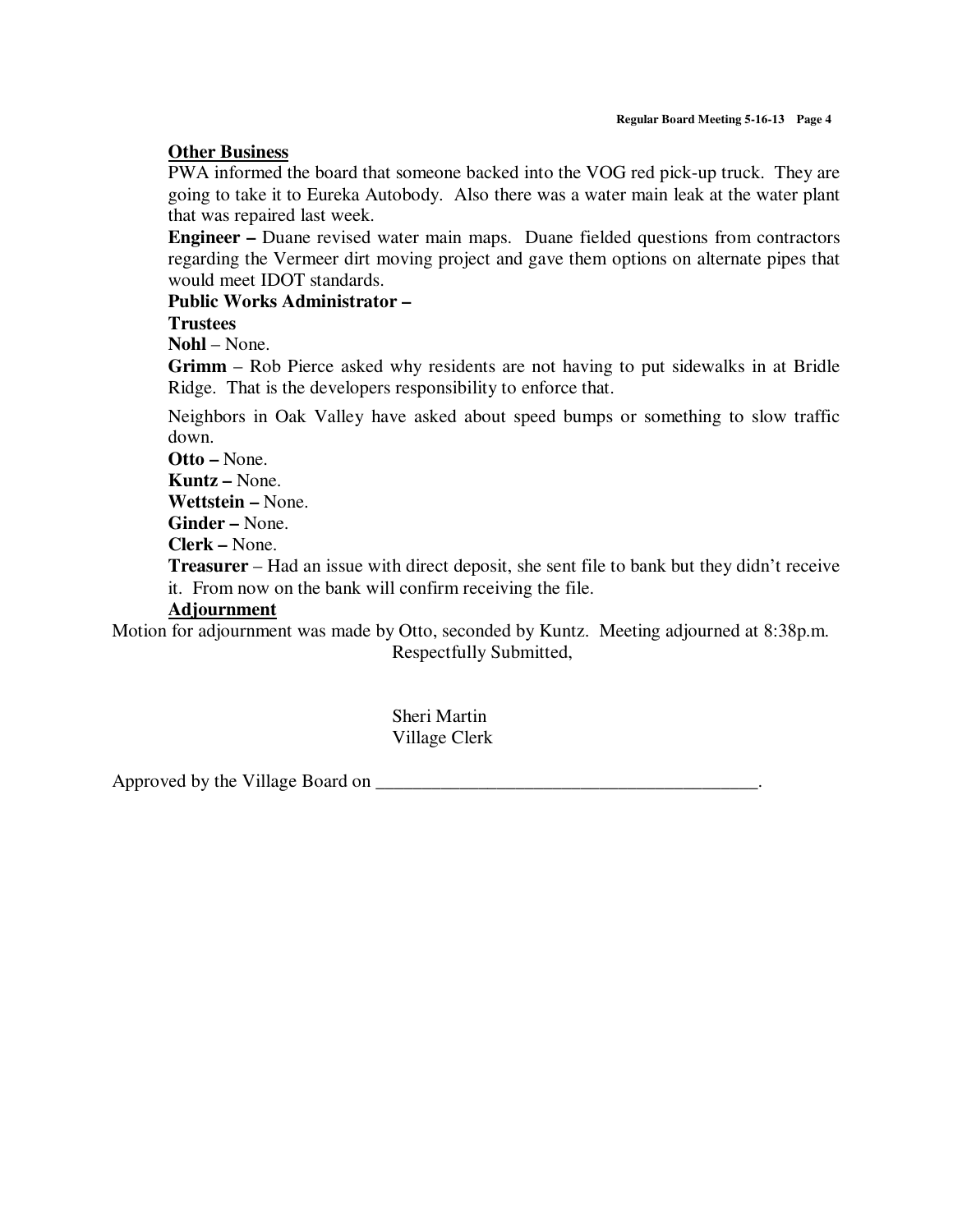**<u>Other Business</u>**

PWA informed the board that someone backed into the VOG red pick-up truck. They are going to take it to Eureka Autobody. Also there was a water main leak at the water plant that was repaired last week.

**Engineer –** Duane revised water main maps. Duane fielded questions from contractors regarding the Vermeer dirt moving project and gave them options on alternate pipes that would meet IDOT standards.

**Public Works Administrator –**

**Trustees**

**Nohl** – None.

**Grimm** – Rob Pierce asked why residents are not having to put sidewalks in at Bridle Ridge. That is the developers responsibility to enforce that.

Neighbors in Oak Valley have asked about speed bumps or something to slow traffic down.

**Otto –** None.

**Kuntz –** None.

**Wettstein –** None.

**Ginder –** None.

**Clerk –** None.

**Treasurer** – Had an issue with direct deposit, she sent file to bank but they didn't receive it. From now on the bank will confirm receiving the file.

**<u>Adjournment</u>**

Motion for adjournment was made by Otto, seconded by Kuntz. Meeting adjourned at 8:38p.m.

Respectfully Submitted,

Sheri Martin
Village Clerk

Approved by the Village Board on ________________________________________.